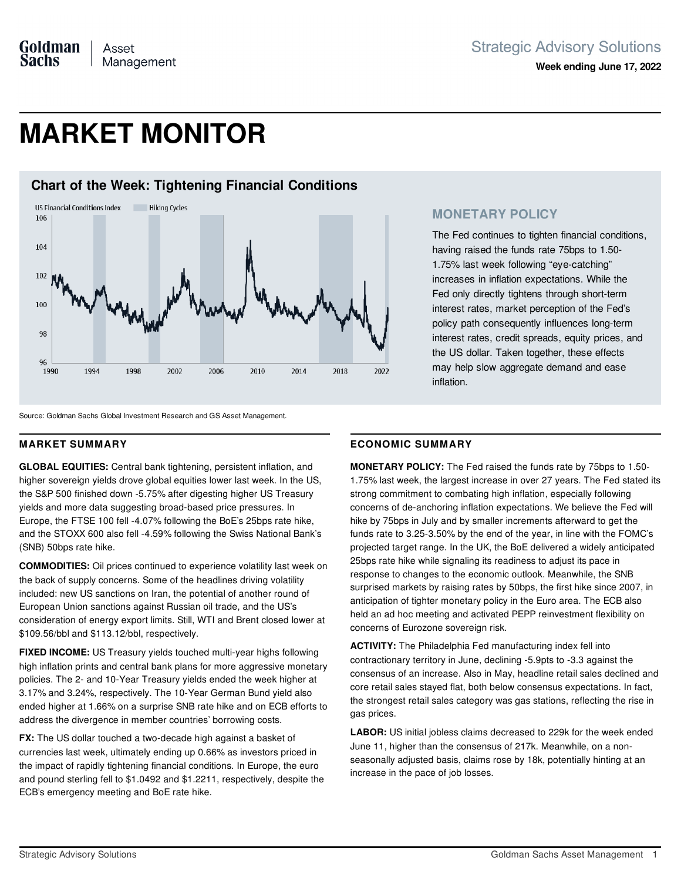Goldman Sachs | Asset Management

Strategic Advisory Solutions

**Week ending June 17, 2022**

# MARKET MONITOR

## Chart of the Week: Tightening Financial Conditions

Source: Goldman Sachs Global Investment Research and GS Asset Management.

### MONETARY POLICY

The Fed continues to tighten financial conditions, having raised the funds rate 75bps to 1.50-1.75% last week following "eye-catching" increases in inflation expectations. While the Fed only directly tightens through short-term interest rates, market perception of the Fed's policy path consequently influences long-term interest rates, credit spreads, equity prices, and the US dollar. Taken together, these effects may help slow aggregate demand and ease inflation.

## MARKET SUMMARY

**GLOBAL EQUITIES:** Central bank tightening, persistent inflation, and higher sovereign yields drove global equities lower last week. In the US, the S&P 500 finished down -5.75% after digesting higher US Treasury yields and more data suggesting broad-based price pressures. In Europe, the FTSE 100 fell -4.07% following the BoE's 25bps rate hike, and the STOXX 600 also fell -4.59% following the Swiss National Bank's (SNB) 50bps rate hike.

**COMMODITIES:** Oil prices continued to experience volatility last week on the back of supply concerns. Some of the headlines driving volatility included: new US sanctions on Iran, the potential of another round of European Union sanctions against Russian oil trade, and the US's consideration of energy export limits. Still, WTI and Brent closed lower at $109.56/bbl and $113.12/bbl, respectively.

**FIXED INCOME:** US Treasury yields touched multi-year highs following high inflation prints and central bank plans for more aggressive monetary policies. The 2- and 10-Year Treasury yields ended the week higher at 3.17% and 3.24%, respectively. The 10-Year German Bund yield also ended higher at 1.66% on a surprise SNB rate hike and on ECB efforts to address the divergence in member countries' borrowing costs.

**FX:** The US dollar touched a two-decade high against a basket of currencies last week, ultimately ending up 0.66% as investors priced in the impact of rapidly tightening financial conditions. In Europe, the euro and pound sterling fell to $1.0492 and $1.2211, respectively, despite the ECB's emergency meeting and BoE rate hike.

## ECONOMIC SUMMARY

**MONETARY POLICY:** The Fed raised the funds rate by 75bps to 1.50-1.75% last week, the largest increase in over 27 years. The Fed stated its strong commitment to combating high inflation, especially following concerns of de-anchoring inflation expectations. We believe the Fed will hike by 75bps in July and by smaller increments afterward to get the funds rate to 3.25-3.50% by the end of the year, in line with the FOMC's projected target range. In the UK, the BoE delivered a widely anticipated 25bps rate hike while signaling its readiness to adjust its pace in response to changes to the economic outlook. Meanwhile, the SNB surprised markets by raising rates by 50bps, the first hike since 2007, in anticipation of tighter monetary policy in the Euro area. The ECB also held an ad hoc meeting and activated PEPP reinvestment flexibility on concerns of Eurozone sovereign risk.

**ACTIVITY:** The Philadelphia Fed manufacturing index fell into contractionary territory in June, declining -5.9pts to -3.3 against the consensus of an increase. Also in May, headline retail sales declined and core retail sales stayed flat, both below consensus expectations. In fact, the strongest retail sales category was gas stations, reflecting the rise in gas prices.

**LABOR:** US initial jobless claims decreased to 229k for the week ended June 11, higher than the consensus of 217k. Meanwhile, on a non-seasonally adjusted basis, claims rose by 18k, potentially hinting at an increase in the pace of job losses.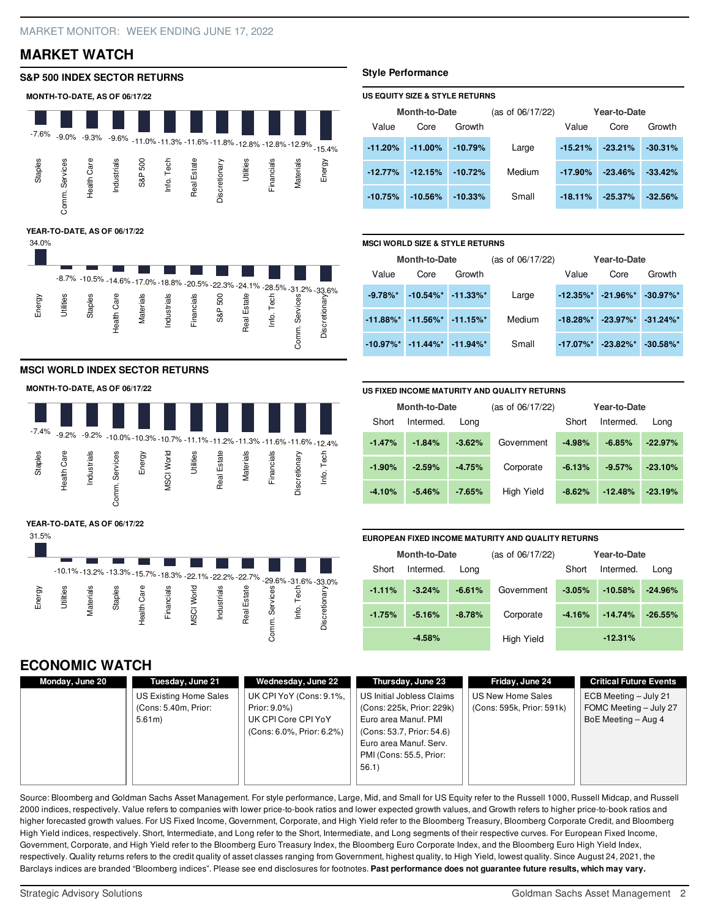MARKET MONITOR: WEEK ENDING JUNE 17, 2022

# MARKET WATCH

## S&P 500 INDEX SECTOR RETURNS

**MONTH-TO-DATE, AS OF 06/17/22**

| Staples | Comm. Services | Health Care | Industrials | S&P 500 | Info. Tech | Real Estate | Discretionary | Utilities | Financials | Materials | Energy |
|---|---|---|---|---|---|---|---|---|---|---|---|
| -7.6% | -9.0% | -9.3% | -9.6% | -11.0% | -11.3% | -11.6% | -11.8% | -12.8% | -12.8% | -12.9% | -15.4% |

**YEAR-TO-DATE, AS OF 06/17/22**

| Energy | Utilities | Staples | Health Care | Materials | Industrials | Financials | S&P 500 | Real Estate | Info. Tech | Comm. Services | Discretionary |
|---|---|---|---|---|---|---|---|---|---|---|---|
| 34.0% | -8.7% | -10.5% | -14.6% | -17.0% | -18.8% | -20.5% | -22.3% | -24.1% | -28.5% | -31.2% | -33.6% |

## MSCI WORLD INDEX SECTOR RETURNS

**MONTH-TO-DATE, AS OF 06/17/22**

| Staples | Health Care | Industrials | Comm. Services | Energy | MSCI World | Utilities | Real Estate | Materials | Financials | Discretionary | Info. Tech |
|---|---|---|---|---|---|---|---|---|---|---|---|
| -7.4% | -9.2% | -9.2% | -10.0% | -10.3% | -10.7% | -11.1% | -11.2% | -11.3% | -11.6% | -11.6% | -12.4% |

**YEAR-TO-DATE, AS OF 06/17/22**

| Energy | Utilities | Materials | Staples | Health Care | Financials | MSCI World | Industrials | Real Estate | Comm. Services | Info. Tech | Discretionary |
|---|---|---|---|---|---|---|---|---|---|---|---|
| 31.5% | -10.1% | -13.2% | -13.3% | -15.7% | -18.3% | -22.1% | -22.2% | -22.7% | -29.6% | -31.6% | -33.0% |

## Style Performance

**US EQUITY SIZE & STYLE RETURNS**

| Month-to-Date | | | (as of 06/17/22) | Year-to-Date | | |
|---|---|---|---|---|---|---|
| Value | Core | Growth | | Value | Core | Growth |
| -11.20% | -11.00% | -10.79% | Large | -15.21% | -23.21% | -30.31% |
| -12.77% | -12.15% | -10.72% | Medium | -17.90% | -23.46% | -33.42% |
| -10.75% | -10.56% | -10.33% | Small | -18.11% | -25.37% | -32.56% |

**MSCI WORLD SIZE & STYLE RETURNS**

| Month-to-Date | | | (as of 06/17/22) | Year-to-Date | | |
|---|---|---|---|---|---|---|
| Value | Core | Growth | | Value | Core | Growth |
| -9.78%* | -10.54%* | -11.33%* | Large | -12.35%* | -21.96%* | -30.97%* |
| -11.88%* | -11.56%* | -11.15%* | Medium | -18.28%* | -23.97%* | -31.24%* |
| -10.97%* | -11.44%* | -11.94%* | Small | -17.07%* | -23.82%* | -30.58%* |

**US FIXED INCOME MATURITY AND QUALITY RETURNS**

| Month-to-Date | | | (as of 06/17/22) | Year-to-Date | | |
|---|---|---|---|---|---|---|
| Short | Intermed. | Long | | Short | Intermed. | Long |
| -1.47% | -1.84% | -3.62% | Government | -4.98% | -6.85% | -22.97% |
| -1.90% | -2.59% | -4.75% | Corporate | -6.13% | -9.57% | -23.10% |
| -4.10% | -5.46% | -7.65% | High Yield | -8.62% | -12.48% | -23.19% |

**EUROPEAN FIXED INCOME MATURITY AND QUALITY RETURNS**

| Month-to-Date | | | (as of 06/17/22) | Year-to-Date | | |
|---|---|---|---|---|---|---|
| Short | Intermed. | Long | | Short | Intermed. | Long |
| -1.11% | -3.24% | -6.61% | Government | -3.05% | -10.58% | -24.96% |
| -1.75% | -5.16% | -8.78% | Corporate | -4.16% | -14.74% | -26.55% |
| | -4.58% | | High Yield | | -12.31% | |

# ECONOMIC WATCH

| Monday, June 20 | Tuesday, June 21 | Wednesday, June 22 | Thursday, June 23 | Friday, June 24 | Critical Future Events |
|---|---|---|---|---|---|
| | US Existing Home Sales (Cons: 5.40m, Prior: 5.61m) | UK CPI YoY (Cons: 9.1%, Prior: 9.0%)<br>UK CPI Core CPI YoY (Cons: 6.0%, Prior: 6.2%) | US Initial Jobless Claims (Cons: 225k, Prior: 229k)<br>Euro area Manuf. PMI (Cons: 53.7, Prior: 54.6)<br>Euro area Manuf. Serv. PMI (Cons: 55.5, Prior: 56.1) | US New Home Sales (Cons: 595k, Prior: 591k) | ECB Meeting – July 21<br>FOMC Meeting – July 27<br>BoE Meeting – Aug 4 |

Source: Bloomberg and Goldman Sachs Asset Management. For style performance, Large, Mid, and Small for US Equity refer to the Russell 1000, Russell Midcap, and Russell 2000 indices, respectively. Value refers to companies with lower price-to-book ratios and lower expected growth values, and Growth refers to higher price-to-book ratios and higher forecasted growth values. For US Fixed Income, Government, Corporate, and High Yield refer to the Bloomberg Treasury, Bloomberg Corporate Credit, and Bloomberg High Yield indices, respectively. Short, Intermediate, and Long refer to the Short, Intermediate, and Long segments of their respective curves. For European Fixed Income, Government, Corporate, and High Yield refer to the Bloomberg Euro Treasury Index, the Bloomberg Euro Corporate Index, and the Bloomberg Euro High Yield Index, respectively. Quality returns refers to the credit quality of asset classes ranging from Government, highest quality, to High Yield, lowest quality. Since August 24, 2021, the Barclays indices are branded "Bloomberg indices". Please see end disclosures for footnotes. **Past performance does not guarantee future results, which may vary.**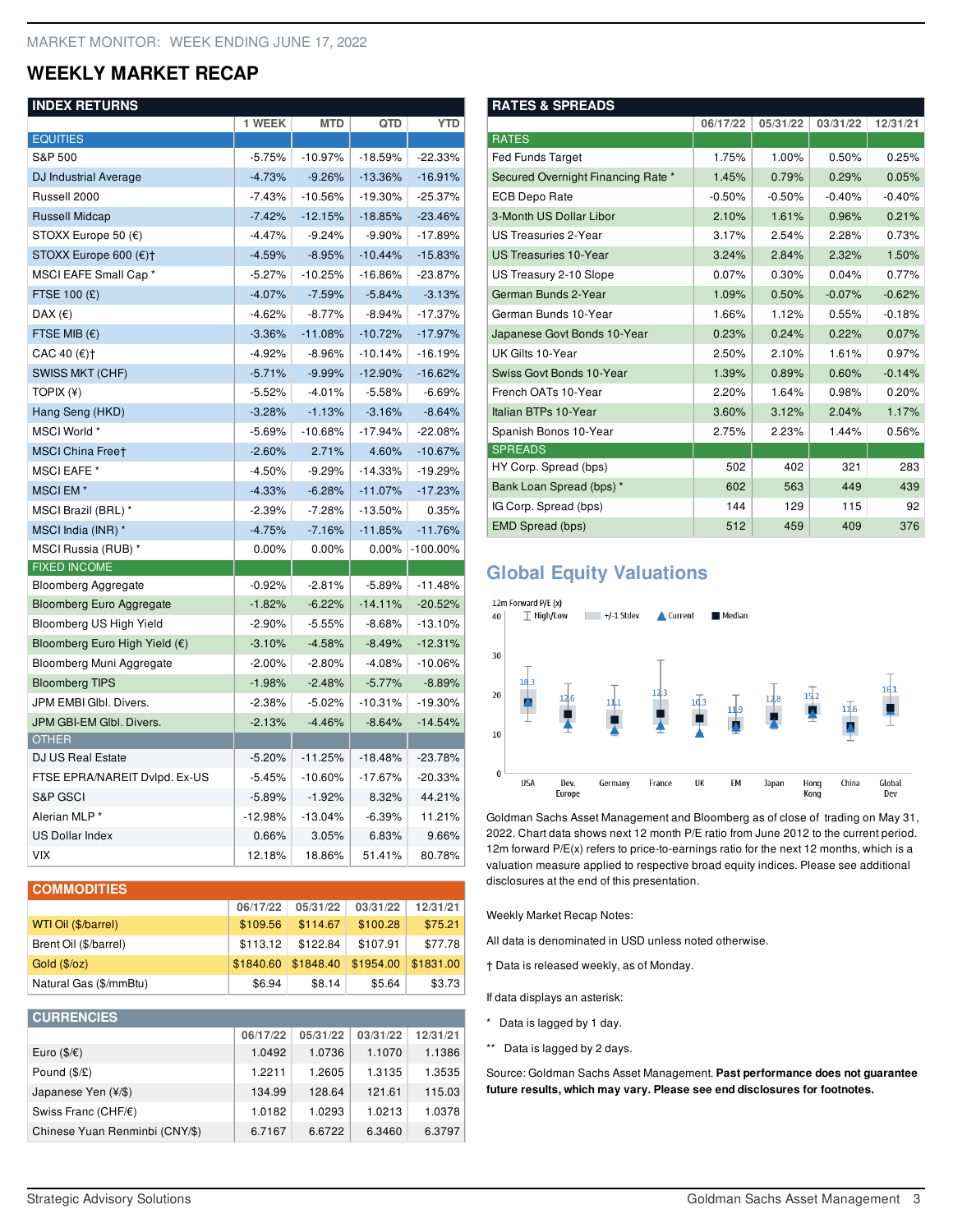MARKET MONITOR: WEEK ENDING JUNE 17, 2022

# WEEKLY MARKET RECAP

## INDEX RETURNS

| | 1 WEEK | MTD | QTD | YTD |
|---|---|---|---|---|
| **EQUITIES** | | | | |
| S&P 500 | -5.75% | -10.97% | -18.59% | -22.33% |
| DJ Industrial Average | -4.73% | -9.26% | -13.36% | -16.91% |
| Russell 2000 | -7.43% | -10.56% | -19.30% | -25.37% |
| Russell Midcap | -7.42% | -12.15% | -18.85% | -23.46% |
| STOXX Europe 50 (€) | -4.47% | -9.24% | -9.90% | -17.89% |
| STOXX Europe 600 (€)† | -4.59% | -8.95% | -10.44% | -15.83% |
| MSCI EAFE Small Cap * | -5.27% | -10.25% | -16.86% | -23.87% |
| FTSE 100 (£) | -4.07% | -7.59% | -5.84% | -3.13% |
| DAX (€) | -4.62% | -8.77% | -8.94% | -17.37% |
| FTSE MIB (€) | -3.36% | -11.08% | -10.72% | -17.97% |
| CAC 40 (€)† | -4.92% | -8.96% | -10.14% | -16.19% |
| SWISS MKT (CHF) | -5.71% | -9.99% | -12.90% | -16.62% |
| TOPIX (¥) | -5.52% | -4.01% | -5.58% | -6.69% |
| Hang Seng (HKD) | -3.28% | -1.13% | -3.16% | -8.64% |
| MSCI World * | -5.69% | -10.68% | -17.94% | -22.08% |
| MSCI China Free† | -2.60% | 2.71% | 4.60% | -10.67% |
| MSCI EAFE * | -4.50% | -9.29% | -14.33% | -19.29% |
| MSCI EM * | -4.33% | -6.28% | -11.07% | -17.23% |
| MSCI Brazil (BRL) * | -2.39% | -7.28% | -13.50% | 0.35% |
| MSCI India (INR) * | -4.75% | -7.16% | -11.85% | -11.76% |
| MSCI Russia (RUB) * | 0.00% | 0.00% | 0.00% | -100.00% |
| **FIXED INCOME** | | | | |
| Bloomberg Aggregate | -0.92% | -2.81% | -5.89% | -11.48% |
| Bloomberg Euro Aggregate | -1.82% | -6.22% | -14.11% | -20.52% |
| Bloomberg US High Yield | -2.90% | -5.55% | -8.68% | -13.10% |
| Bloomberg Euro High Yield (€) | -3.10% | -4.58% | -8.49% | -12.31% |
| Bloomberg Muni Aggregate | -2.00% | -2.80% | -4.08% | -10.06% |
| Bloomberg TIPS | -1.98% | -2.48% | -5.77% | -8.89% |
| JPM EMBI Glbl. Divers. | -2.38% | -5.02% | -10.31% | -19.30% |
| JPM GBI-EM Glbl. Divers. | -2.13% | -4.46% | -8.64% | -14.54% |
| **OTHER** | | | | |
| DJ US Real Estate | -5.20% | -11.25% | -18.48% | -23.78% |
| FTSE EPRA/NAREIT Dvlpd. Ex-US | -5.45% | -10.60% | -17.67% | -20.33% |
| S&P GSCI | -5.89% | -1.92% | 8.32% | 44.21% |
| Alerian MLP * | -12.98% | -13.04% | -6.39% | 11.21% |
| US Dollar Index | 0.66% | 3.05% | 6.83% | 9.66% |
| VIX | 12.18% | 18.86% | 51.41% | 80.78% |

## COMMODITIES

| | 06/17/22 | 05/31/22 | 03/31/22 | 12/31/21 |
|---|---|---|---|---|
| WTI Oil ($/barrel) | $109.56 | $114.67 | $100.28 | $75.21 |
| Brent Oil ($/barrel) | $113.12 | $122.84 | $107.91 | $77.78 |
| Gold ($/oz) | $1840.60 | $1848.40 | $1954.00 | $1831.00 |
| Natural Gas ($/mmBtu) | $6.94 | $8.14 | $5.64 | $3.73 |

## CURRENCIES

| | 06/17/22 | 05/31/22 | 03/31/22 | 12/31/21 |
|---|---|---|---|---|
| Euro ($/€) | 1.0492 | 1.0736 | 1.1070 | 1.1386 |
| Pound ($/£) | 1.2211 | 1.2605 | 1.3135 | 1.3535 |
| Japanese Yen (¥/$) | 134.99 | 128.64 | 121.61 | 115.03 |
| Swiss Franc (CHF/€) | 1.0182 | 1.0293 | 1.0213 | 1.0378 |
| Chinese Yuan Renminbi (CNY/$) | 6.7167 | 6.6722 | 6.3460 | 6.3797 |

## RATES & SPREADS

| | 06/17/22 | 05/31/22 | 03/31/22 | 12/31/21 |
|---|---|---|---|---|
| **RATES** | | | | |
| Fed Funds Target | 1.75% | 1.00% | 0.50% | 0.25% |
| Secured Overnight Financing Rate * | 1.45% | 0.79% | 0.29% | 0.05% |
| ECB Depo Rate | -0.50% | -0.50% | -0.40% | -0.40% |
| 3-Month US Dollar Libor | 2.10% | 1.61% | 0.96% | 0.21% |
| US Treasuries 2-Year | 3.17% | 2.54% | 2.28% | 0.73% |
| US Treasuries 10-Year | 3.24% | 2.84% | 2.32% | 1.50% |
| US Treasury 2-10 Slope | 0.07% | 0.30% | 0.04% | 0.77% |
| German Bunds 2-Year | 1.09% | 0.50% | -0.07% | -0.62% |
| German Bunds 10-Year | 1.66% | 1.12% | 0.55% | -0.18% |
| Japanese Govt Bonds 10-Year | 0.23% | 0.24% | 0.22% | 0.07% |
| UK Gilts 10-Year | 2.50% | 2.10% | 1.61% | 0.97% |
| Swiss Govt Bonds 10-Year | 1.39% | 0.89% | 0.60% | -0.14% |
| French OATs 10-Year | 2.20% | 1.64% | 0.98% | 0.20% |
| Italian BTPs 10-Year | 3.60% | 3.12% | 2.04% | 1.17% |
| Spanish Bonos 10-Year | 2.75% | 2.23% | 1.44% | 0.56% |
| **SPREADS** | | | | |
| HY Corp. Spread (bps) | 502 | 402 | 321 | 283 |
| Bank Loan Spread (bps) * | 602 | 563 | 449 | 439 |
| IG Corp. Spread (bps) | 144 | 129 | 115 | 92 |
| EMD Spread (bps) | 512 | 459 | 409 | 376 |

## Global Equity Valuations

12m Forward P/E (x) — High/Low, +/-1 Stdev, Current, Median

| | USA | Dev. Europe | Germany | France | UK | EM | Japan | Hong Kong | China | Global Dev |
|---|---|---|---|---|---|---|---|---|---|---|
| Median | 18.3 | 12.6 | 11.1 | 12.3 | 10.3 | 11.9 | 12.8 | 15.2 | 11.6 | 16.1 |

Goldman Sachs Asset Management and Bloomberg as of close of trading on May 31, 2022. Chart data shows next 12 month P/E ratio from June 2012 to the current period. 12m forward P/E(x) refers to price-to-earnings ratio for the next 12 months, which is a valuation measure applied to respective broad equity indices. Please see additional disclosures at the end of this presentation.

Weekly Market Recap Notes:

All data is denominated in USD unless noted otherwise.

† Data is released weekly, as of Monday.

If data displays an asterisk:

- \* Data is lagged by 1 day.
- \** Data is lagged by 2 days.

Source: Goldman Sachs Asset Management. **Past performance does not guarantee future results, which may vary. Please see end disclosures for footnotes.**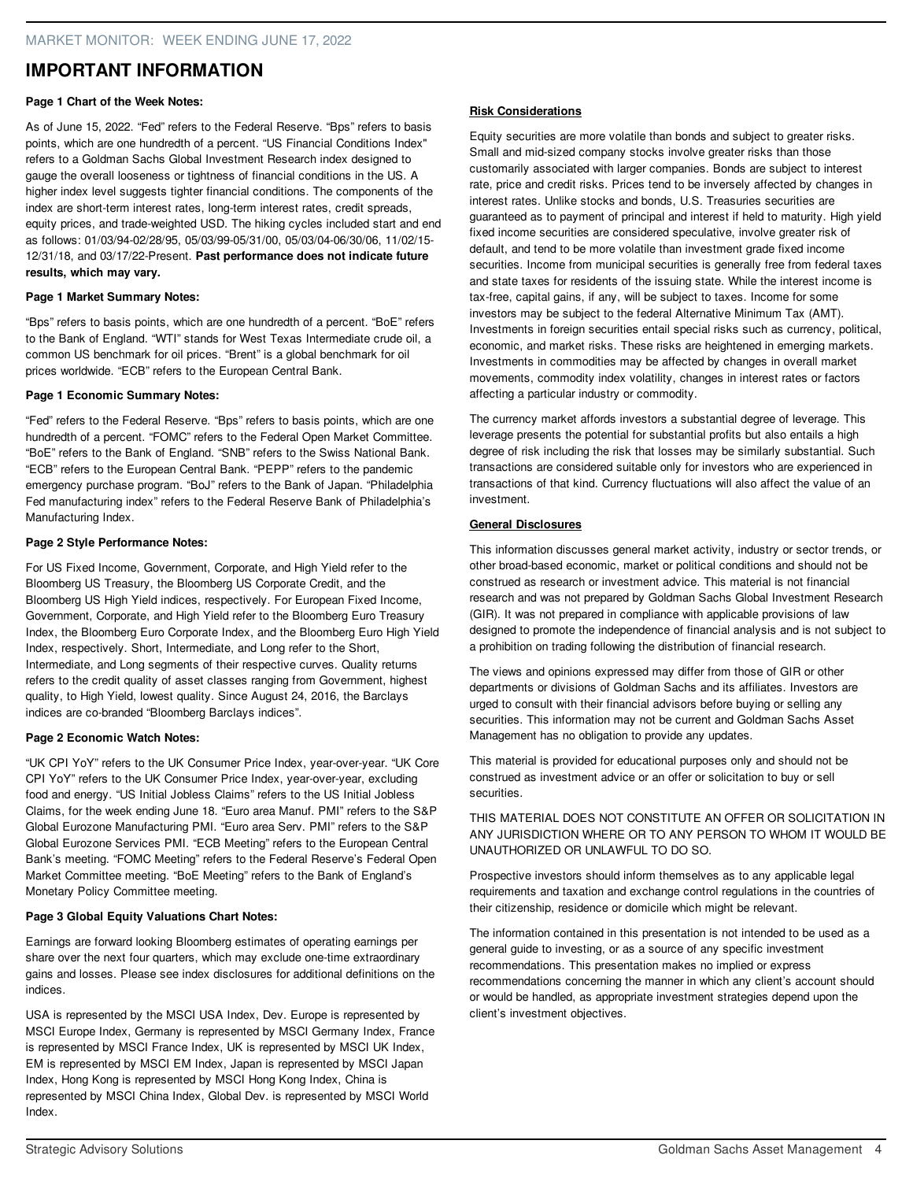# IMPORTANT INFORMATION

**Page 1 Chart of the Week Notes:**

As of June 15, 2022. "Fed" refers to the Federal Reserve. "Bps" refers to basis points, which are one hundredth of a percent. "US Financial Conditions Index" refers to a Goldman Sachs Global Investment Research index designed to gauge the overall looseness or tightness of financial conditions in the US. A higher index level suggests tighter financial conditions. The components of the index are short-term interest rates, long-term interest rates, credit spreads, equity prices, and trade-weighted USD. The hiking cycles included start and end as follows: 01/03/94-02/28/95, 05/03/99-05/31/00, 05/03/04-06/30/06, 11/02/15-12/31/18, and 03/17/22-Present. **Past performance does not indicate future results, which may vary.**

**Page 1 Market Summary Notes:**

"Bps" refers to basis points, which are one hundredth of a percent. "BoE" refers to the Bank of England. "WTI" stands for West Texas Intermediate crude oil, a common US benchmark for oil prices. "Brent" is a global benchmark for oil prices worldwide. "ECB" refers to the European Central Bank.

**Page 1 Economic Summary Notes:**

"Fed" refers to the Federal Reserve. "Bps" refers to basis points, which are one hundredth of a percent. "FOMC" refers to the Federal Open Market Committee. "BoE" refers to the Bank of England. "SNB" refers to the Swiss National Bank. "ECB" refers to the European Central Bank. "PEPP" refers to the pandemic emergency purchase program. "BoJ" refers to the Bank of Japan. "Philadelphia Fed manufacturing index" refers to the Federal Reserve Bank of Philadelphia's Manufacturing Index.

**Page 2 Style Performance Notes:**

For US Fixed Income, Government, Corporate, and High Yield refer to the Bloomberg US Treasury, the Bloomberg US Corporate Credit, and the Bloomberg US High Yield indices, respectively. For European Fixed Income, Government, Corporate, and High Yield refer to the Bloomberg Euro Treasury Index, the Bloomberg Euro Corporate Index, and the Bloomberg Euro High Yield Index, respectively. Short, Intermediate, and Long refer to the Short, Intermediate, and Long segments of their respective curves. Quality returns refers to the credit quality of asset classes ranging from Government, highest quality, to High Yield, lowest quality. Since August 24, 2016, the Barclays indices are co-branded "Bloomberg Barclays indices".

**Page 2 Economic Watch Notes:**

"UK CPI YoY" refers to the UK Consumer Price Index, year-over-year. "UK Core CPI YoY" refers to the UK Consumer Price Index, year-over-year, excluding food and energy. "US Initial Jobless Claims" refers to the US Initial Jobless Claims, for the week ending June 18. "Euro area Manuf. PMI" refers to the S&P Global Eurozone Manufacturing PMI. "Euro area Serv. PMI" refers to the S&P Global Eurozone Services PMI. "ECB Meeting" refers to the European Central Bank's meeting. "FOMC Meeting" refers to the Federal Reserve's Federal Open Market Committee meeting. "BoE Meeting" refers to the Bank of England's Monetary Policy Committee meeting.

**Page 3 Global Equity Valuations Chart Notes:**

Earnings are forward looking Bloomberg estimates of operating earnings per share over the next four quarters, which may exclude one-time extraordinary gains and losses. Please see index disclosures for additional definitions on the indices.

USA is represented by the MSCI USA Index, Dev. Europe is represented by MSCI Europe Index, Germany is represented by MSCI Germany Index, France is represented by MSCI France Index, UK is represented by MSCI UK Index, EM is represented by MSCI EM Index, Japan is represented by MSCI Japan Index, Hong Kong is represented by MSCI Hong Kong Index, China is represented by MSCI China Index, Global Dev. is represented by MSCI World Index.

**Risk Considerations**

Equity securities are more volatile than bonds and subject to greater risks. Small and mid-sized company stocks involve greater risks than those customarily associated with larger companies. Bonds are subject to interest rate, price and credit risks. Prices tend to be inversely affected by changes in interest rates. Unlike stocks and bonds, U.S. Treasuries securities are guaranteed as to payment of principal and interest if held to maturity. High yield fixed income securities are considered speculative, involve greater risk of default, and tend to be more volatile than investment grade fixed income securities. Income from municipal securities is generally free from federal taxes and state taxes for residents of the issuing state. While the interest income is tax-free, capital gains, if any, will be subject to taxes. Income for some investors may be subject to the federal Alternative Minimum Tax (AMT). Investments in foreign securities entail special risks such as currency, political, economic, and market risks. These risks are heightened in emerging markets. Investments in commodities may be affected by changes in overall market movements, commodity index volatility, changes in interest rates or factors affecting a particular industry or commodity.

The currency market affords investors a substantial degree of leverage. This leverage presents the potential for substantial profits but also entails a high degree of risk including the risk that losses may be similarly substantial. Such transactions are considered suitable only for investors who are experienced in transactions of that kind. Currency fluctuations will also affect the value of an investment.

**General Disclosures**

This information discusses general market activity, industry or sector trends, or other broad-based economic, market or political conditions and should not be construed as research or investment advice. This material is not financial research and was not prepared by Goldman Sachs Global Investment Research (GIR). It was not prepared in compliance with applicable provisions of law designed to promote the independence of financial analysis and is not subject to a prohibition on trading following the distribution of financial research.

The views and opinions expressed may differ from those of GIR or other departments or divisions of Goldman Sachs and its affiliates. Investors are urged to consult with their financial advisors before buying or selling any securities. This information may not be current and Goldman Sachs Asset Management has no obligation to provide any updates.

This material is provided for educational purposes only and should not be construed as investment advice or an offer or solicitation to buy or sell securities.

THIS MATERIAL DOES NOT CONSTITUTE AN OFFER OR SOLICITATION IN ANY JURISDICTION WHERE OR TO ANY PERSON TO WHOM IT WOULD BE UNAUTHORIZED OR UNLAWFUL TO DO SO.

Prospective investors should inform themselves as to any applicable legal requirements and taxation and exchange control regulations in the countries of their citizenship, residence or domicile which might be relevant.

The information contained in this presentation is not intended to be used as a general guide to investing, or as a source of any specific investment recommendations. This presentation makes no implied or express recommendations concerning the manner in which any client's account should or would be handled, as appropriate investment strategies depend upon the client's investment objectives.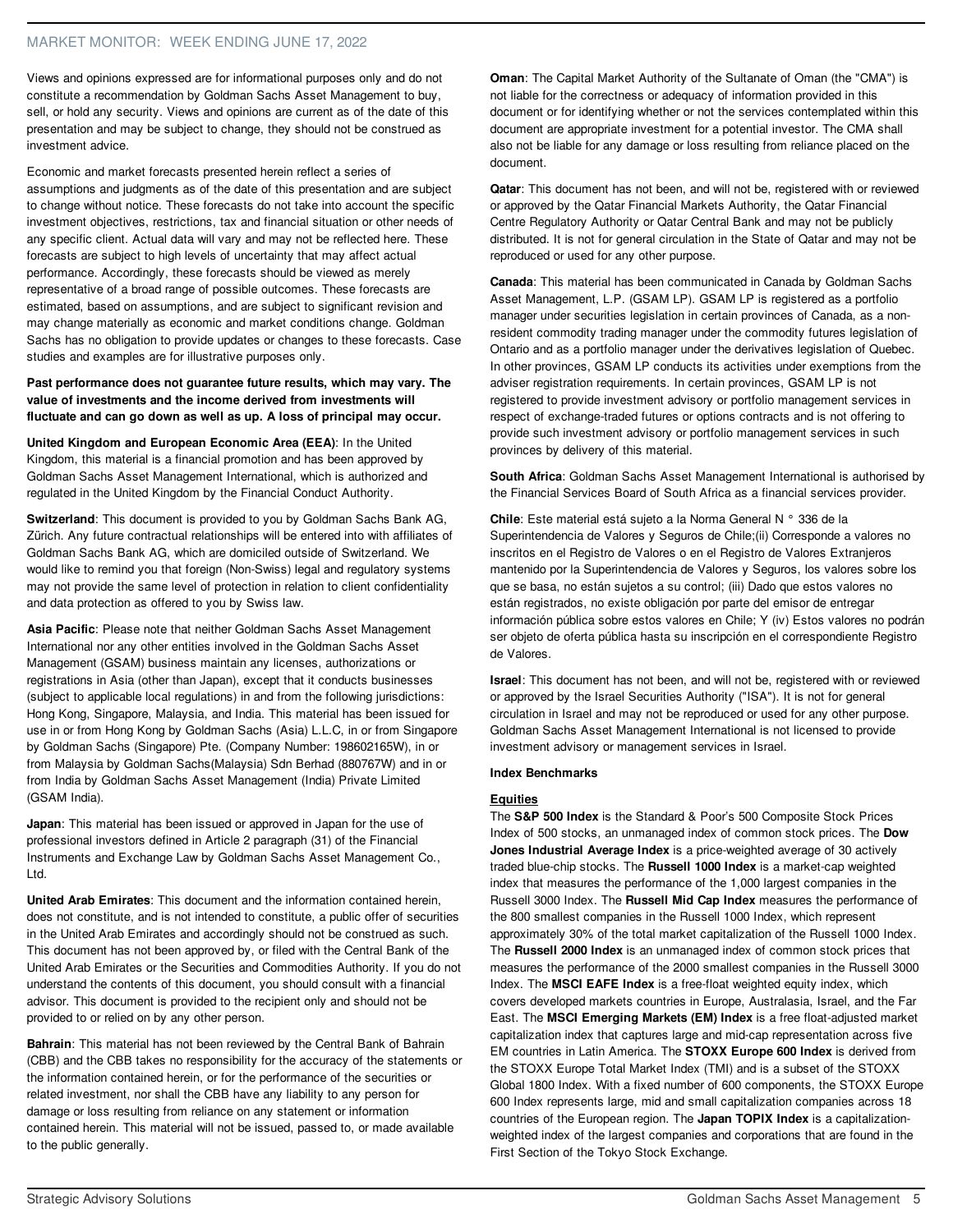Views and opinions expressed are for informational purposes only and do not constitute a recommendation by Goldman Sachs Asset Management to buy, sell, or hold any security. Views and opinions are current as of the date of this presentation and may be subject to change, they should not be construed as investment advice.

Economic and market forecasts presented herein reflect a series of assumptions and judgments as of the date of this presentation and are subject to change without notice. These forecasts do not take into account the specific investment objectives, restrictions, tax and financial situation or other needs of any specific client. Actual data will vary and may not be reflected here. These forecasts are subject to high levels of uncertainty that may affect actual performance. Accordingly, these forecasts should be viewed as merely representative of a broad range of possible outcomes. These forecasts are estimated, based on assumptions, and are subject to significant revision and may change materially as economic and market conditions change. Goldman Sachs has no obligation to provide updates or changes to these forecasts. Case studies and examples are for illustrative purposes only.

**Past performance does not guarantee future results, which may vary. The value of investments and the income derived from investments will fluctuate and can go down as well as up. A loss of principal may occur.**

**United Kingdom and European Economic Area (EEA)**: In the United Kingdom, this material is a financial promotion and has been approved by Goldman Sachs Asset Management International, which is authorized and regulated in the United Kingdom by the Financial Conduct Authority.

**Switzerland**: This document is provided to you by Goldman Sachs Bank AG, Zürich. Any future contractual relationships will be entered into with affiliates of Goldman Sachs Bank AG, which are domiciled outside of Switzerland. We would like to remind you that foreign (Non-Swiss) legal and regulatory systems may not provide the same level of protection in relation to client confidentiality and data protection as offered to you by Swiss law.

**Asia Pacific**: Please note that neither Goldman Sachs Asset Management International nor any other entities involved in the Goldman Sachs Asset Management (GSAM) business maintain any licenses, authorizations or registrations in Asia (other than Japan), except that it conducts businesses (subject to applicable local regulations) in and from the following jurisdictions: Hong Kong, Singapore, Malaysia, and India. This material has been issued for use in or from Hong Kong by Goldman Sachs (Asia) L.L.C, in or from Singapore by Goldman Sachs (Singapore) Pte. (Company Number: 198602165W), in or from Malaysia by Goldman Sachs(Malaysia) Sdn Berhad (880767W) and in or from India by Goldman Sachs Asset Management (India) Private Limited (GSAM India).

**Japan**: This material has been issued or approved in Japan for the use of professional investors defined in Article 2 paragraph (31) of the Financial Instruments and Exchange Law by Goldman Sachs Asset Management Co., Ltd.

**United Arab Emirates**: This document and the information contained herein, does not constitute, and is not intended to constitute, a public offer of securities in the United Arab Emirates and accordingly should not be construed as such. This document has not been approved by, or filed with the Central Bank of the United Arab Emirates or the Securities and Commodities Authority. If you do not understand the contents of this document, you should consult with a financial advisor. This document is provided to the recipient only and should not be provided to or relied on by any other person.

**Bahrain**: This material has not been reviewed by the Central Bank of Bahrain (CBB) and the CBB takes no responsibility for the accuracy of the statements or the information contained herein, or for the performance of the securities or related investment, nor shall the CBB have any liability to any person for damage or loss resulting from reliance on any statement or information contained herein. This material will not be issued, passed to, or made available to the public generally.

**Oman**: The Capital Market Authority of the Sultanate of Oman (the "CMA") is not liable for the correctness or adequacy of information provided in this document or for identifying whether or not the services contemplated within this document are appropriate investment for a potential investor. The CMA shall also not be liable for any damage or loss resulting from reliance placed on the document.

**Qatar**: This document has not been, and will not be, registered with or reviewed or approved by the Qatar Financial Markets Authority, the Qatar Financial Centre Regulatory Authority or Qatar Central Bank and may not be publicly distributed. It is not for general circulation in the State of Qatar and may not be reproduced or used for any other purpose.

**Canada**: This material has been communicated in Canada by Goldman Sachs Asset Management, L.P. (GSAM LP). GSAM LP is registered as a portfolio manager under securities legislation in certain provinces of Canada, as a non-resident commodity trading manager under the commodity futures legislation of Ontario and as a portfolio manager under the derivatives legislation of Quebec. In other provinces, GSAM LP conducts its activities under exemptions from the adviser registration requirements. In certain provinces, GSAM LP is not registered to provide investment advisory or portfolio management services in respect of exchange-traded futures or options contracts and is not offering to provide such investment advisory or portfolio management services in such provinces by delivery of this material.

**South Africa**: Goldman Sachs Asset Management International is authorised by the Financial Services Board of South Africa as a financial services provider.

**Chile**: Este material está sujeto a la Norma General N ° 336 de la Superintendencia de Valores y Seguros de Chile;(ii) Corresponde a valores no inscritos en el Registro de Valores o en el Registro de Valores Extranjeros mantenido por la Superintendencia de Valores y Seguros, los valores sobre los que se basa, no están sujetos a su control; (iii) Dado que estos valores no están registrados, no existe obligación por parte del emisor de entregar información pública sobre estos valores en Chile; Y (iv) Estos valores no podrán ser objeto de oferta pública hasta su inscripción en el correspondiente Registro de Valores.

**Israel**: This document has not been, and will not be, registered with or reviewed or approved by the Israel Securities Authority ("ISA"). It is not for general circulation in Israel and may not be reproduced or used for any other purpose. Goldman Sachs Asset Management International is not licensed to provide investment advisory or management services in Israel.

**Index Benchmarks**

**Equities**

The **S&P 500 Index** is the Standard & Poor's 500 Composite Stock Prices Index of 500 stocks, an unmanaged index of common stock prices. The **Dow Jones Industrial Average Index** is a price-weighted average of 30 actively traded blue-chip stocks. The **Russell 1000 Index** is a market-cap weighted index that measures the performance of the 1,000 largest companies in the Russell 3000 Index. The **Russell Mid Cap Index** measures the performance of the 800 smallest companies in the Russell 1000 Index, which represent approximately 30% of the total market capitalization of the Russell 1000 Index. The **Russell 2000 Index** is an unmanaged index of common stock prices that measures the performance of the 2000 smallest companies in the Russell 3000 Index. The **MSCI EAFE Index** is a free-float weighted equity index, which covers developed markets countries in Europe, Australasia, Israel, and the Far East. The **MSCI Emerging Markets (EM) Index** is a free float-adjusted market capitalization index that captures large and mid-cap representation across five EM countries in Latin America. The **STOXX Europe 600 Index** is derived from the STOXX Europe Total Market Index (TMI) and is a subset of the STOXX Global 1800 Index. With a fixed number of 600 components, the STOXX Europe 600 Index represents large, mid and small capitalization companies across 18 countries of the European region. The **Japan TOPIX Index** is a capitalization-weighted index of the largest companies and corporations that are found in the First Section of the Tokyo Stock Exchange.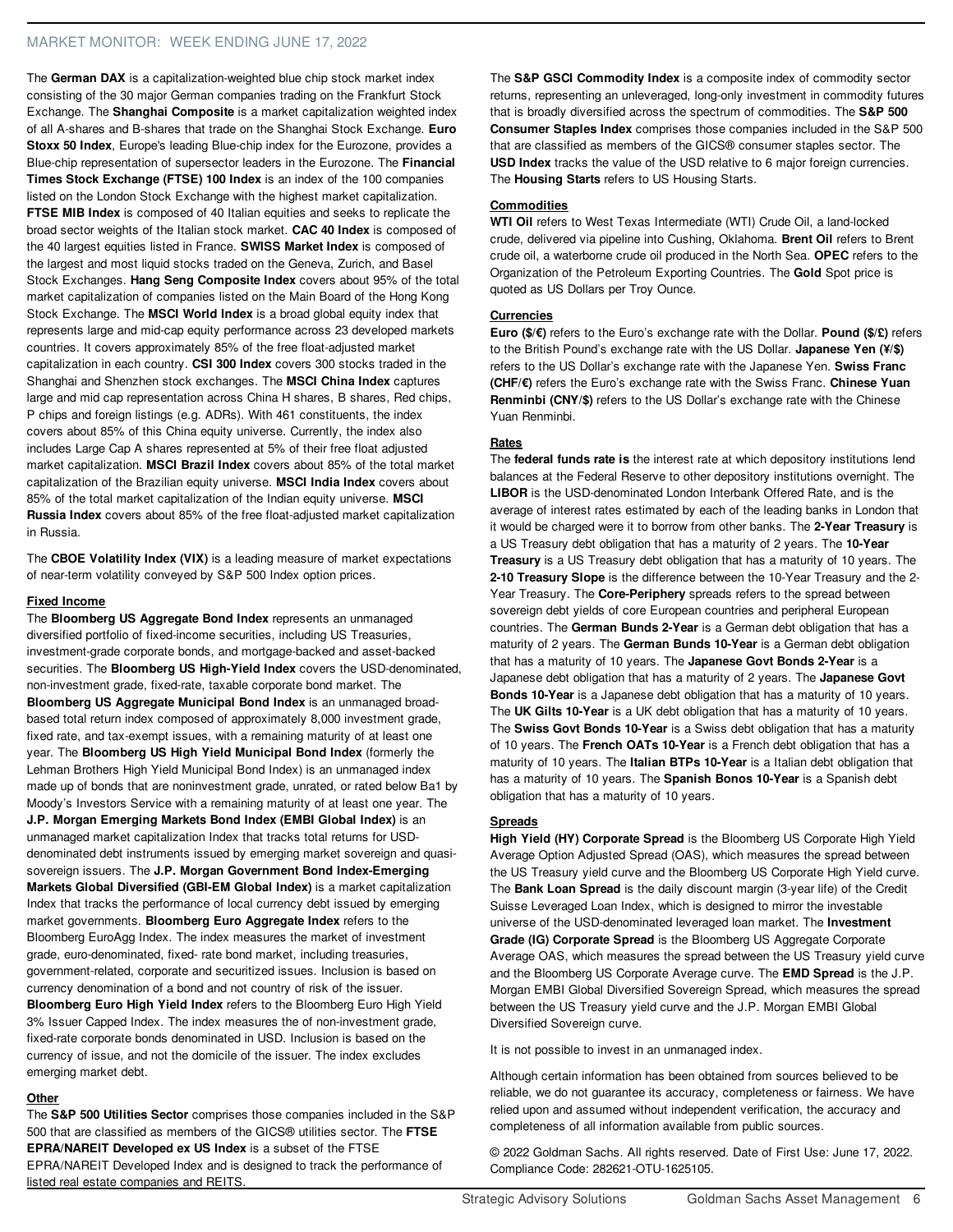The **German DAX** is a capitalization-weighted blue chip stock market index consisting of the 30 major German companies trading on the Frankfurt Stock Exchange. The **Shanghai Composite** is a market capitalization weighted index of all A-shares and B-shares that trade on the Shanghai Stock Exchange. **Euro Stoxx 50 Index**, Europe's leading Blue-chip index for the Eurozone, provides a Blue-chip representation of supersector leaders in the Eurozone. The **Financial Times Stock Exchange (FTSE) 100 Index** is an index of the 100 companies listed on the London Stock Exchange with the highest market capitalization. **FTSE MIB Index** is composed of 40 Italian equities and seeks to replicate the broad sector weights of the Italian stock market. **CAC 40 Index** is composed of the 40 largest equities listed in France. **SWISS Market Index** is composed of the largest and most liquid stocks traded on the Geneva, Zurich, and Basel Stock Exchanges. **Hang Seng Composite Index** covers about 95% of the total market capitalization of companies listed on the Main Board of the Hong Kong Stock Exchange. The **MSCI World Index** is a broad global equity index that represents large and mid-cap equity performance across 23 developed markets countries. It covers approximately 85% of the free float-adjusted market capitalization in each country. **CSI 300 Index** covers 300 stocks traded in the Shanghai and Shenzhen stock exchanges. The **MSCI China Index** captures large and mid cap representation across China H shares, B shares, Red chips, P chips and foreign listings (e.g. ADRs). With 461 constituents, the index covers about 85% of this China equity universe. Currently, the index also includes Large Cap A shares represented at 5% of their free float adjusted market capitalization. **MSCI Brazil Index** covers about 85% of the total market capitalization of the Brazilian equity universe. **MSCI India Index** covers about 85% of the total market capitalization of the Indian equity universe. **MSCI Russia Index** covers about 85% of the free float-adjusted market capitalization in Russia.

The **CBOE Volatility Index (VIX)** is a leading measure of market expectations of near-term volatility conveyed by S&P 500 Index option prices.

## Fixed Income

The **Bloomberg US Aggregate Bond Index** represents an unmanaged diversified portfolio of fixed-income securities, including US Treasuries, investment-grade corporate bonds, and mortgage-backed and asset-backed securities. The **Bloomberg US High-Yield Index** covers the USD-denominated, non-investment grade, fixed-rate, taxable corporate bond market. The **Bloomberg US Aggregate Municipal Bond Index** is an unmanaged broad-based total return index composed of approximately 8,000 investment grade, fixed rate, and tax-exempt issues, with a remaining maturity of at least one year. The **Bloomberg US High Yield Municipal Bond Index** (formerly the Lehman Brothers High Yield Municipal Bond Index) is an unmanaged index made up of bonds that are noninvestment grade, unrated, or rated below Ba1 by Moody's Investors Service with a remaining maturity of at least one year. The **J.P. Morgan Emerging Markets Bond Index (EMBI Global Index)** is an unmanaged market capitalization Index that tracks total returns for USD-denominated debt instruments issued by emerging market sovereign and quasi-sovereign issuers. The **J.P. Morgan Government Bond Index-Emerging Markets Global Diversified (GBI-EM Global Index)** is a market capitalization Index that tracks the performance of local currency debt issued by emerging market governments. **Bloomberg Euro Aggregate Bond Index** refers to the Bloomberg EuroAgg Index. The index measures the market of investment grade, euro-denominated, fixed- rate bond market, including treasuries, government-related, corporate and securitized issues. Inclusion is based on currency denomination of a bond and not country of risk of the issuer. **Bloomberg Euro High Yield Index** refers to the Bloomberg Euro High Yield 3% Issuer Capped Index. The index measures the of non-investment grade, fixed-rate corporate bonds denominated in USD. Inclusion is based on the currency of issue, and not the domicile of the issuer. The index excludes emerging market debt.

## Other

The **S&P 500 Utilities Sector** comprises those companies included in the S&P 500 that are classified as members of the GICS® utilities sector. The **FTSE EPRA/NAREIT Developed ex US Index** is a subset of the FTSE EPRA/NAREIT Developed Index and is designed to track the performance of listed real estate companies and REITS.

The **S&P GSCI Commodity Index** is a composite index of commodity sector returns, representing an unleveraged, long-only investment in commodity futures that is broadly diversified across the spectrum of commodities. The **S&P 500 Consumer Staples Index** comprises those companies included in the S&P 500 that are classified as members of the GICS® consumer staples sector. The **USD Index** tracks the value of the USD relative to 6 major foreign currencies. The **Housing Starts** refers to US Housing Starts.

## Commodities

**WTI Oil** refers to West Texas Intermediate (WTI) Crude Oil, a land-locked crude, delivered via pipeline into Cushing, Oklahoma. **Brent Oil** refers to Brent crude oil, a waterborne crude oil produced in the North Sea. **OPEC** refers to the Organization of the Petroleum Exporting Countries. The **Gold** Spot price is quoted as US Dollars per Troy Ounce.

## Currencies

**Euro ($/€)** refers to the Euro's exchange rate with the Dollar. **Pound ($/£)** refers to the British Pound's exchange rate with the US Dollar. **Japanese Yen (¥/$)** refers to the US Dollar's exchange rate with the Japanese Yen. **Swiss Franc (CHF/€)** refers the Euro's exchange rate with the Swiss Franc. **Chinese Yuan Renminbi (CNY/$)** refers to the US Dollar's exchange rate with the Chinese Yuan Renminbi.

## Rates

The **federal funds rate is** the interest rate at which depository institutions lend balances at the Federal Reserve to other depository institutions overnight. The **LIBOR** is the USD-denominated London Interbank Offered Rate, and is the average of interest rates estimated by each of the leading banks in London that it would be charged were it to borrow from other banks. The **2-Year Treasury** is a US Treasury debt obligation that has a maturity of 2 years. The **10-Year Treasury** is a US Treasury debt obligation that has a maturity of 10 years. The **2-10 Treasury Slope** is the difference between the 10-Year Treasury and the 2-Year Treasury. The **Core-Periphery** spreads refers to the spread between sovereign debt yields of core European countries and peripheral European countries. The **German Bunds 2-Year** is a German debt obligation that has a maturity of 2 years. The **German Bunds 10-Year** is a German debt obligation that has a maturity of 10 years. The **Japanese Govt Bonds 2-Year** is a Japanese debt obligation that has a maturity of 2 years. The **Japanese Govt Bonds 10-Year** is a Japanese debt obligation that has a maturity of 10 years. The **UK Gilts 10-Year** is a UK debt obligation that has a maturity of 10 years. The **Swiss Govt Bonds 10-Year** is a Swiss debt obligation that has a maturity of 10 years. The **French OATs 10-Year** is a French debt obligation that has a maturity of 10 years. The **Italian BTPs 10-Year** is a Italian debt obligation that has a maturity of 10 years. The **Spanish Bonos 10-Year** is a Spanish debt obligation that has a maturity of 10 years.

## Spreads

**High Yield (HY) Corporate Spread** is the Bloomberg US Corporate High Yield Average Option Adjusted Spread (OAS), which measures the spread between the US Treasury yield curve and the Bloomberg US Corporate High Yield curve. The **Bank Loan Spread** is the daily discount margin (3-year life) of the Credit Suisse Leveraged Loan Index, which is designed to mirror the investable universe of the USD-denominated leveraged loan market. The **Investment Grade (IG) Corporate Spread** is the Bloomberg US Aggregate Corporate Average OAS, which measures the spread between the US Treasury yield curve and the Bloomberg US Corporate Average curve. The **EMD Spread** is the J.P. Morgan EMBI Global Diversified Sovereign Spread, which measures the spread between the US Treasury yield curve and the J.P. Morgan EMBI Global Diversified Sovereign curve.

It is not possible to invest in an unmanaged index.

Although certain information has been obtained from sources believed to be reliable, we do not guarantee its accuracy, completeness or fairness. We have relied upon and assumed without independent verification, the accuracy and completeness of all information available from public sources.

© 2022 Goldman Sachs. All rights reserved. Date of First Use: June 17, 2022. Compliance Code: 282621-OTU-1625105.